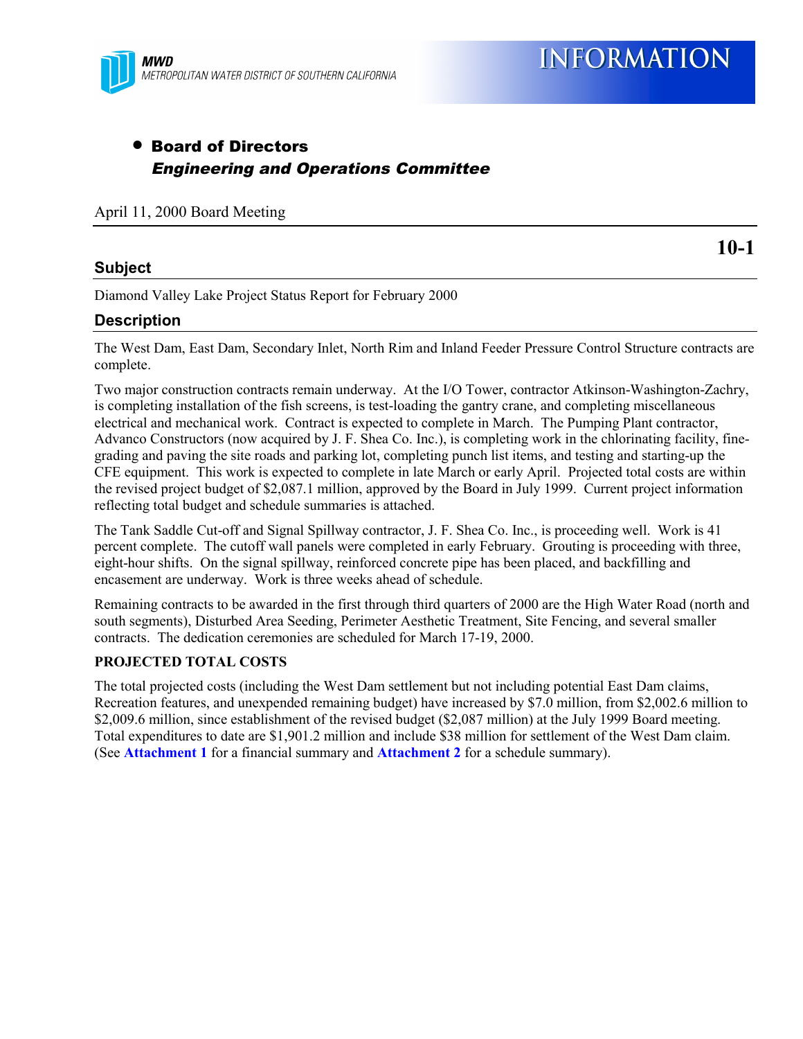MWD
METROPOLITAN WATER DISTRICT OF SOUTHERN CALIFORNIA

# INFORMATION

- **Board of Directors**
  ***Engineering and Operations Committee***

April 11, 2000 Board Meeting

**10-1**

## Subject

Diamond Valley Lake Project Status Report for February 2000

## Description

The West Dam, East Dam, Secondary Inlet, North Rim and Inland Feeder Pressure Control Structure contracts are complete.

Two major construction contracts remain underway. At the I/O Tower, contractor Atkinson-Washington-Zachry, is completing installation of the fish screens, is test-loading the gantry crane, and completing miscellaneous electrical and mechanical work. Contract is expected to complete in March. The Pumping Plant contractor, Advanco Constructors (now acquired by J. F. Shea Co. Inc.), is completing work in the chlorinating facility, fine-grading and paving the site roads and parking lot, completing punch list items, and testing and starting-up the CFE equipment. This work is expected to complete in late March or early April. Projected total costs are within the revised project budget of $2,087.1 million, approved by the Board in July 1999. Current project information reflecting total budget and schedule summaries is attached.

The Tank Saddle Cut-off and Signal Spillway contractor, J. F. Shea Co. Inc., is proceeding well. Work is 41 percent complete. The cutoff wall panels were completed in early February. Grouting is proceeding with three, eight-hour shifts. On the signal spillway, reinforced concrete pipe has been placed, and backfilling and encasement are underway. Work is three weeks ahead of schedule.

Remaining contracts to be awarded in the first through third quarters of 2000 are the High Water Road (north and south segments), Disturbed Area Seeding, Perimeter Aesthetic Treatment, Site Fencing, and several smaller contracts. The dedication ceremonies are scheduled for March 17-19, 2000.

**PROJECTED TOTAL COSTS**

The total projected costs (including the West Dam settlement but not including potential East Dam claims, Recreation features, and unexpended remaining budget) have increased by $7.0 million, from $2,002.6 million to $2,009.6 million, since establishment of the revised budget ($2,087 million) at the July 1999 Board meeting. Total expenditures to date are $1,901.2 million and include $38 million for settlement of the West Dam claim. (See **Attachment 1** for a financial summary and **Attachment 2** for a schedule summary).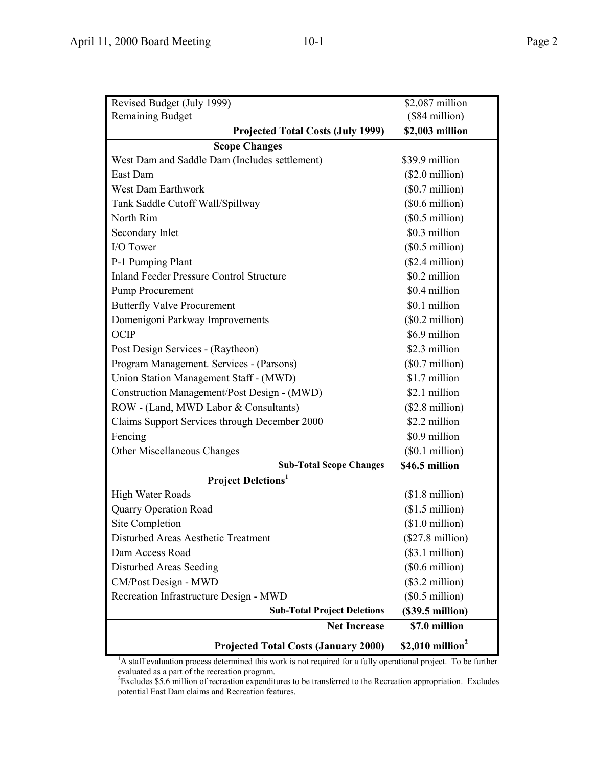| | |
|---|---|
| Revised Budget (July 1999) | $2,087 million |
| Remaining Budget | ($84 million) |
| **Projected Total Costs (July 1999)** | **$2,003 million** |
| **Scope Changes** | |
| West Dam and Saddle Dam (Includes settlement) | $39.9 million |
| East Dam | ($2.0 million) |
| West Dam Earthwork | ($0.7 million) |
| Tank Saddle Cutoff Wall/Spillway | ($0.6 million) |
| North Rim | ($0.5 million) |
| Secondary Inlet | $0.3 million |
| I/O Tower | ($0.5 million) |
| P-1 Pumping Plant | ($2.4 million) |
| Inland Feeder Pressure Control Structure | $0.2 million |
| Pump Procurement | $0.4 million |
| Butterfly Valve Procurement | $0.1 million |
| Domenigoni Parkway Improvements | ($0.2 million) |
| OCIP | $6.9 million |
| Post Design Services - (Raytheon) | $2.3 million |
| Program Management. Services - (Parsons) | ($0.7 million) |
| Union Station Management Staff - (MWD) | $1.7 million |
| Construction Management/Post Design - (MWD) | $2.1 million |
| ROW - (Land, MWD Labor & Consultants) | ($2.8 million) |
| Claims Support Services through December 2000 | $2.2 million |
| Fencing | $0.9 million |
| Other Miscellaneous Changes | ($0.1 million) |
| **Sub-Total Scope Changes** | **$46.5 million** |
| **Project Deletions[1]** | |
| High Water Roads | ($1.8 million) |
| Quarry Operation Road | ($1.5 million) |
| Site Completion | ($1.0 million) |
| Disturbed Areas Aesthetic Treatment | ($27.8 million) |
| Dam Access Road | ($3.1 million) |
| Disturbed Areas Seeding | ($0.6 million) |
| CM/Post Design - MWD | ($3.2 million) |
| Recreation Infrastructure Design - MWD | ($0.5 million) |
| **Sub-Total Project Deletions** | **($39.5 million)** |
| **Net Increase** | **$7.0 million** |
| **Projected Total Costs (January 2000)** | **$2,010 million[2]** |

[1]A staff evaluation process determined this work is not required for a fully operational project. To be further evaluated as a part of the recreation program.

[2]Excludes $5.6 million of recreation expenditures to be transferred to the Recreation appropriation. Excludes potential East Dam claims and Recreation features.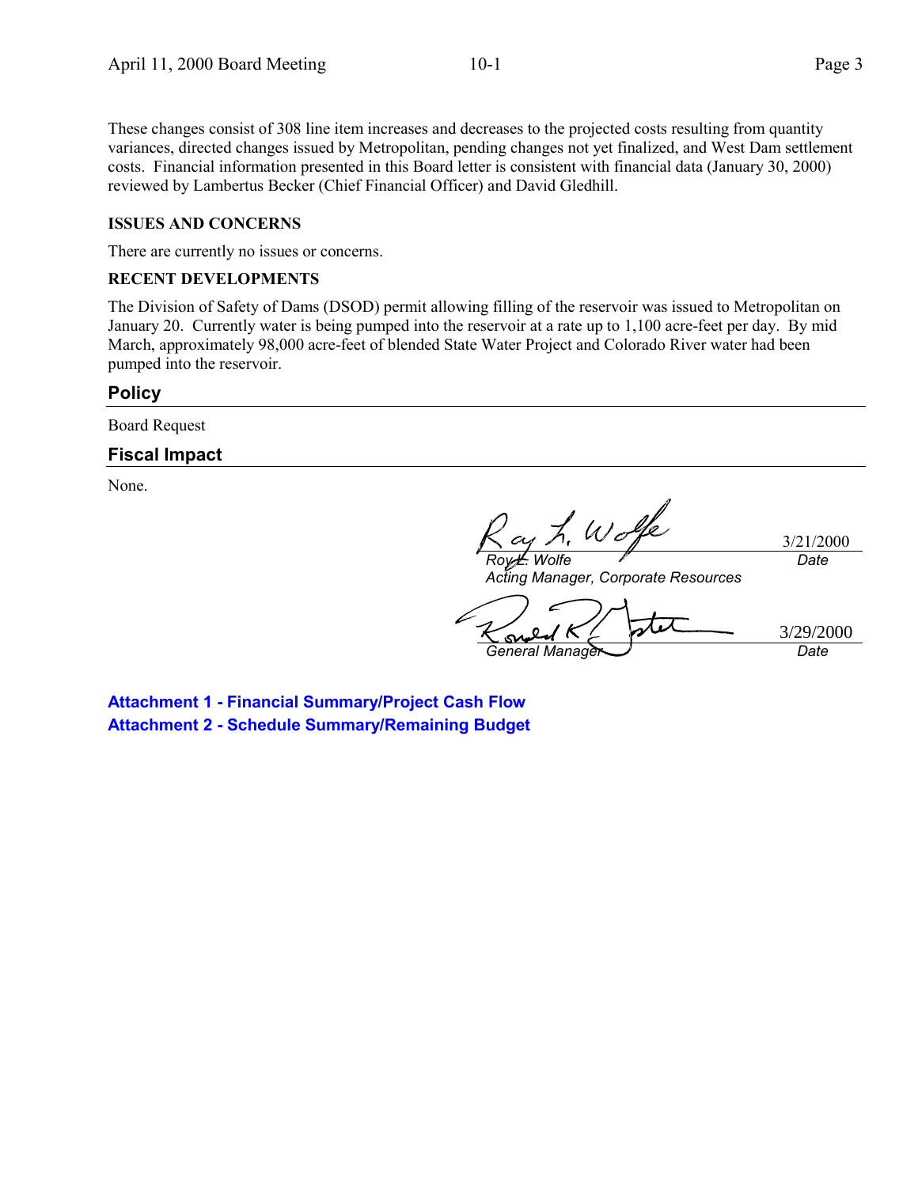These changes consist of 308 line item increases and decreases to the projected costs resulting from quantity variances, directed changes issued by Metropolitan, pending changes not yet finalized, and West Dam settlement costs. Financial information presented in this Board letter is consistent with financial data (January 30, 2000) reviewed by Lambertus Becker (Chief Financial Officer) and David Gledhill.

**ISSUES AND CONCERNS**

There are currently no issues or concerns.

**RECENT DEVELOPMENTS**

The Division of Safety of Dams (DSOD) permit allowing filling of the reservoir was issued to Metropolitan on January 20. Currently water is being pumped into the reservoir at a rate up to 1,100 acre-feet per day. By mid March, approximately 98,000 acre-feet of blended State Water Project and Colorado River water had been pumped into the reservoir.

## Policy

Board Request

## Fiscal Impact

None.

*Roy L. Wolfe* 3/21/2000
*Acting Manager, Corporate Resources* *Date*

*General Manager* 3/29/2000
*Date*

**Attachment 1 - Financial Summary/Project Cash Flow**
**Attachment 2 - Schedule Summary/Remaining Budget**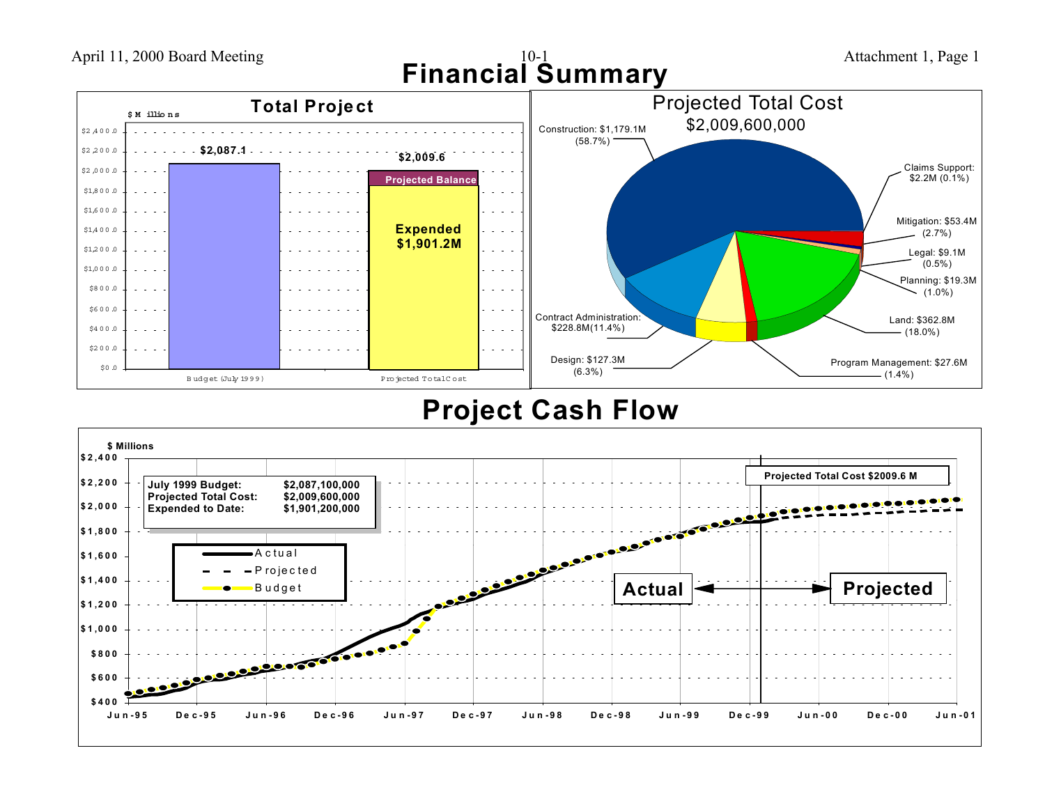# Financial Summary

## Total Project

$ Millions

| | Budget (July 1999) | Projected Total Cost |
|---|---|---|
| Total | $2,087.1 | $2,009.6 |
| Expended | | $1,901.2M |
| Projected Balance | | |

## Projected Total Cost

$2,009,600,000

- Construction: $1,179.1M (58.7%)
- Claims Support: $2.2M (0.1%)
- Mitigation: $53.4M (2.7%)
- Legal: $9.1M (0.5%)
- Planning: $19.3M (1.0%)
- Land: $362.8M (18.0%)
- Program Management: $27.6M (1.4%)
- Design: $127.3M (6.3%)
- Contract Administration: $228.8M (11.4%)

# Project Cash Flow

$ Millions

| | |
|---|---|
| July 1999 Budget: | $2,087,100,000 |
| Projected Total Cost: | $2,009,600,000 |
| Expended to Date: | $1,901,200,000 |

Legend: Actual, Projected, Budget

Projected Total Cost $2009.6 M

Actual ↔ Projected

Jun-95, Dec-95, Jun-96, Dec-96, Jun-97, Dec-97, Jun-98, Dec-98, Jun-99, Dec-99, Jun-00, Dec-00, Jun-01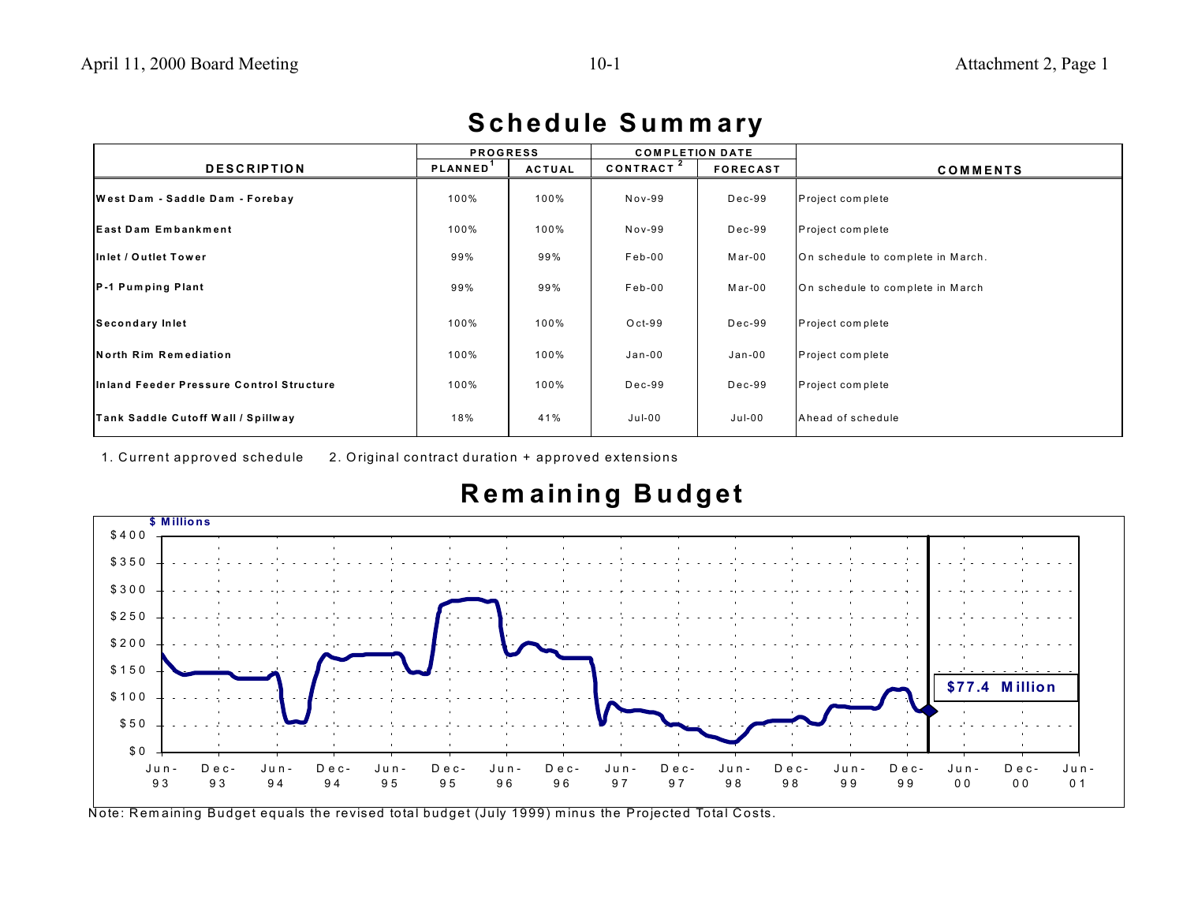# Schedule Summary

| DESCRIPTION | PROGRESS | | COMPLETION DATE | | COMMENTS |
|---|---|---|---|---|---|
| | PLANNED[1] | ACTUAL | CONTRACT[2] | FORECAST | |
| **West Dam - Saddle Dam - Forebay** | 100% | 100% | Nov-99 | Dec-99 | Project complete |
| **East Dam Embankment** | 100% | 100% | Nov-99 | Dec-99 | Project complete |
| **Inlet / Outlet Tower** | 99% | 99% | Feb-00 | Mar-00 | On schedule to complete in March. |
| **P-1 Pumping Plant** | 99% | 99% | Feb-00 | Mar-00 | On schedule to complete in March |
| **Secondary Inlet** | 100% | 100% | Oct-99 | Dec-99 | Project complete |
| **North Rim Remediation** | 100% | 100% | Jan-00 | Jan-00 | Project complete |
| **Inland Feeder Pressure Control Structure** | 100% | 100% | Dec-99 | Dec-99 | Project complete |
| **Tank Saddle Cutoff Wall / Spillway** | 18% | 41% | Jul-00 | Jul-00 | Ahead of schedule |

1. Current approved schedule 2. Original contract duration + approved extensions

# Remaining Budget

$ Millions

$400
$350
$300
$250
$200
$150
$100
$50
$0

Jun-93, Dec-93, Jun-94, Dec-94, Jun-95, Dec-95, Jun-96, Dec-96, Jun-97, Dec-97, Jun-98, Dec-98, Jun-99, Dec-99, Jun-00, Dec-00, Jun-01

$77.4 Million

Note: Remaining Budget equals the revised total budget (July 1999) minus the Projected Total Costs.